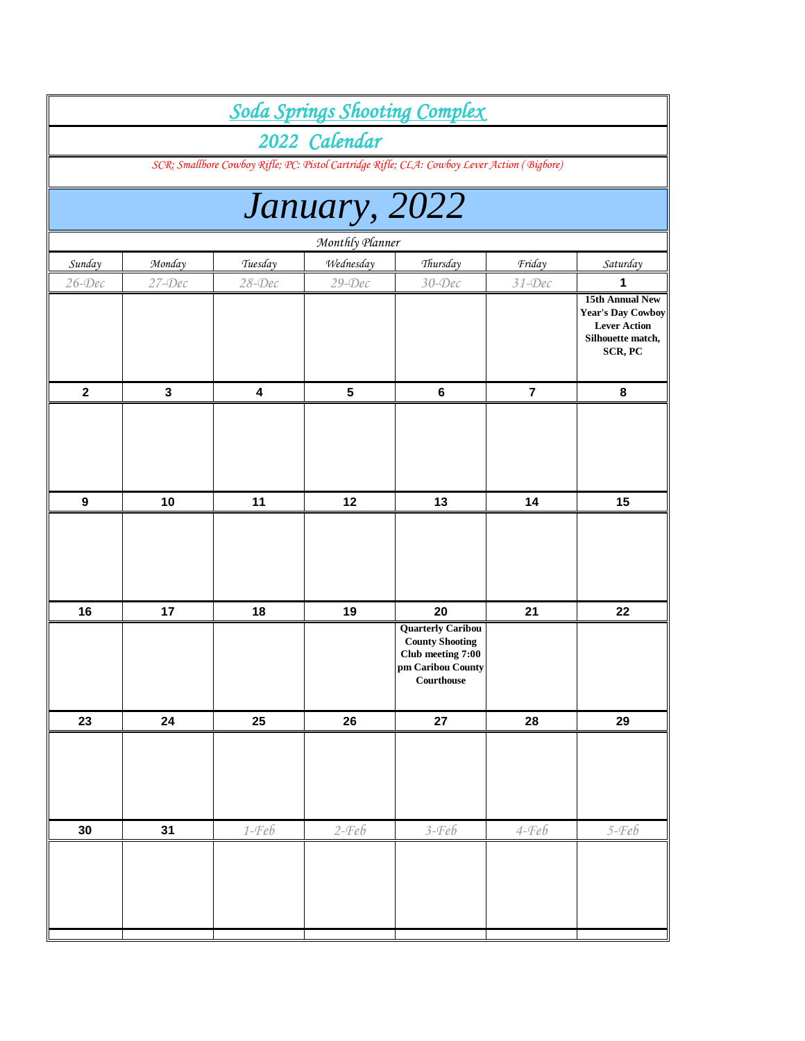# Soda Springs Shooting Complex

## 2022 Calendar

*SCR: Smallbore Cowboy Rifle; PC: Pistol Cartridge Rifle; CLA: Cowboy Lever Action (Bigbore)*

# January, 2022

*Monthly Planner*

| Sunday | Monday | Tuesday | Wednesday | Thursday | Friday | Saturday |
|---|---|---|---|---|---|---|
| 26-Dec | 27-Dec | 28-Dec | 29-Dec | 30-Dec | 31-Dec | **1** |
| | | | | | | **15th Annual New Year's Day Cowboy Lever Action Silhouette match, SCR, PC** |
| **2** | **3** | **4** | **5** | **6** | **7** | **8** |
| | | | | | | |
| **9** | **10** | **11** | **12** | **13** | **14** | **15** |
| | | | | | | |
| **16** | **17** | **18** | **19** | **20** | **21** | **22** |
| | | | | **Quarterly Caribou County Shooting Club meeting 7:00 pm Caribou County Courthouse** | | |
| **23** | **24** | **25** | **26** | **27** | **28** | **29** |
| | | | | | | |
| **30** | **31** | 1-Feb | 2-Feb | 3-Feb | 4-Feb | 5-Feb |
| | | | | | | |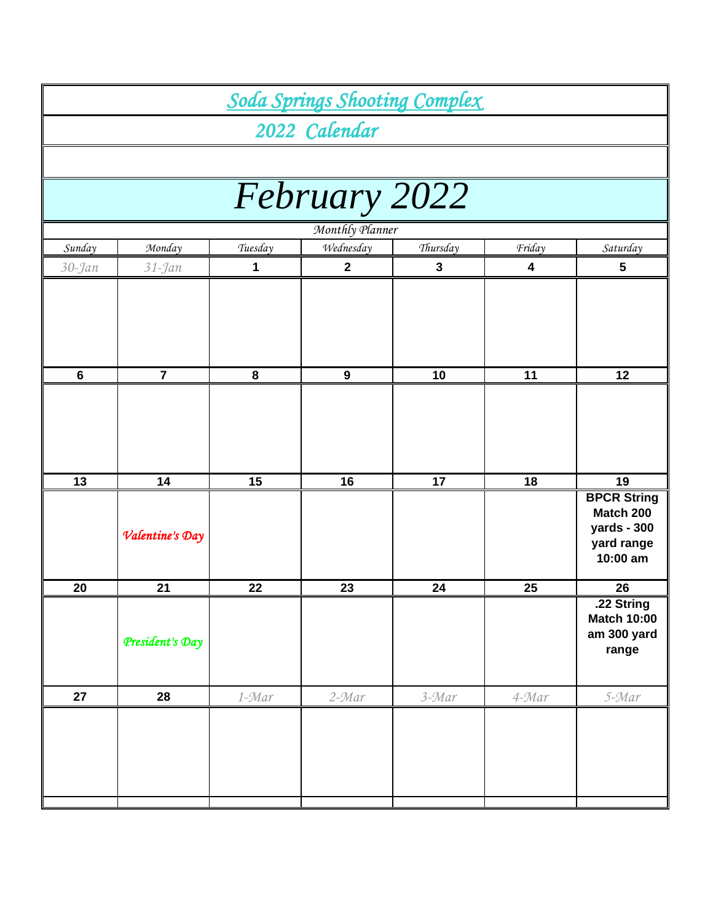# Soda Springs Shooting Complex

## 2022 Calendar

# February 2022

*Monthly Planner*

| Sunday | Monday | Tuesday | Wednesday | Thursday | Friday | Saturday |
|---|---|---|---|---|---|---|
| 30-Jan | 31-Jan | 1 | 2 | 3 | 4 | 5 |
| | | | | | | |
| 6 | 7 | 8 | 9 | 10 | 11 | 12 |
| | | | | | | |
| 13 | 14 | 15 | 16 | 17 | 18 | 19 |
| | *Valentine's Day* | | | | | **BPCR String Match 200 yards - 300 yard range 10:00 am** |
| 20 | 21 | 22 | 23 | 24 | 25 | 26 |
| | *President's Day* | | | | | **.22 String Match 10:00 am 300 yard range** |
| 27 | 28 | 1-Mar | 2-Mar | 3-Mar | 4-Mar | 5-Mar |
| | | | | | | |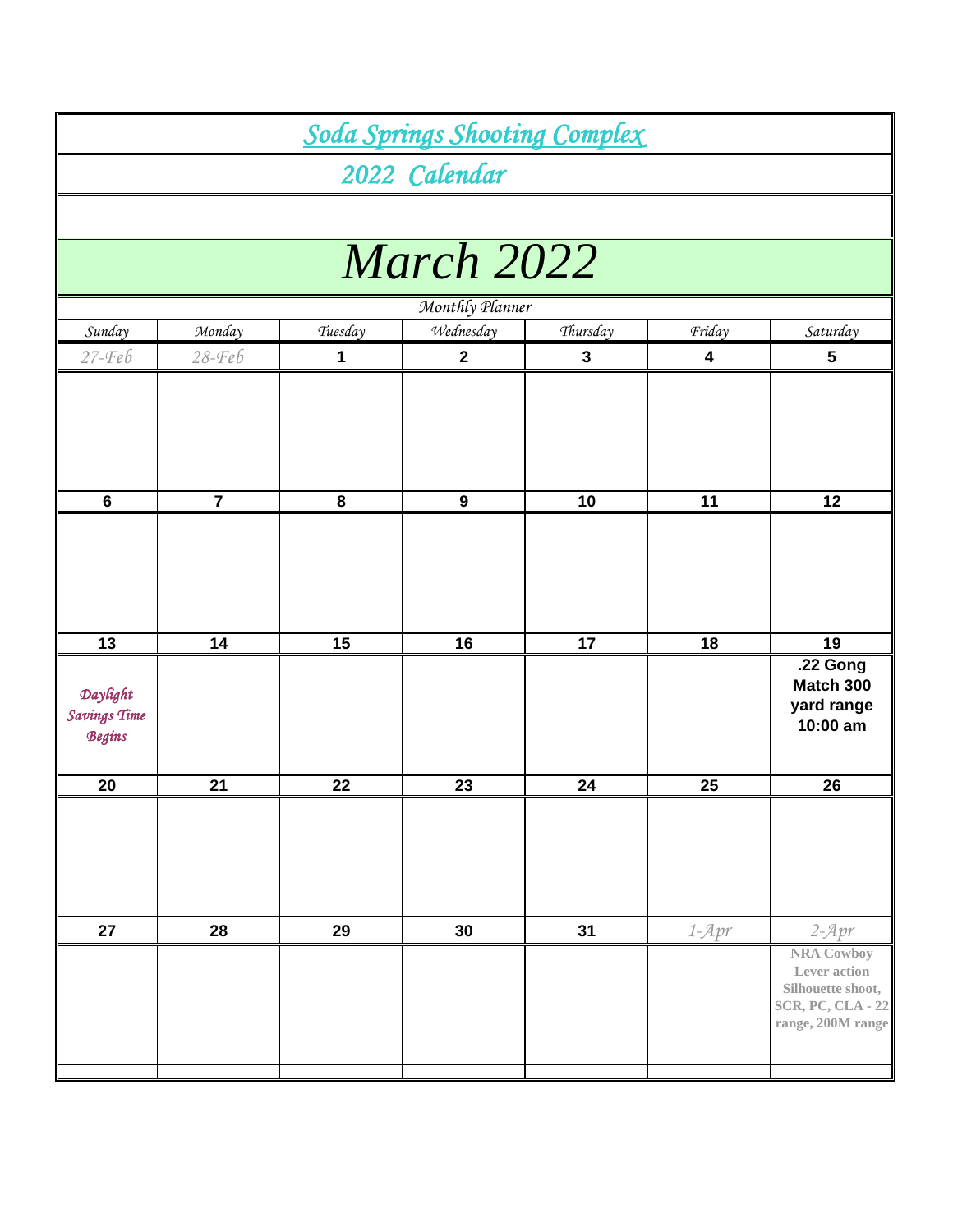# Soda Springs Shooting Complex

## 2022 Calendar

# March 2022

*Monthly Planner*

| Sunday | Monday | Tuesday | Wednesday | Thursday | Friday | Saturday |
|---|---|---|---|---|---|---|
| 27-Feb | 28-Feb | 1 | 2 | 3 | 4 | 5 |
| | | | | | | |
| 6 | 7 | 8 | 9 | 10 | 11 | 12 |
| | | | | | | |
| 13 | 14 | 15 | 16 | 17 | 18 | 19 |
| Daylight Savings Time Begins | | | | | | **.22 Gong Match 300 yard range 10:00 am** |
| 20 | 21 | 22 | 23 | 24 | 25 | 26 |
| | | | | | | |
| 27 | 28 | 29 | 30 | 31 | 1-Apr | 2-Apr |
| | | | | | | NRA Cowboy Lever action Silhouette shoot, SCR, PC, CLA - 22 range, 200M range |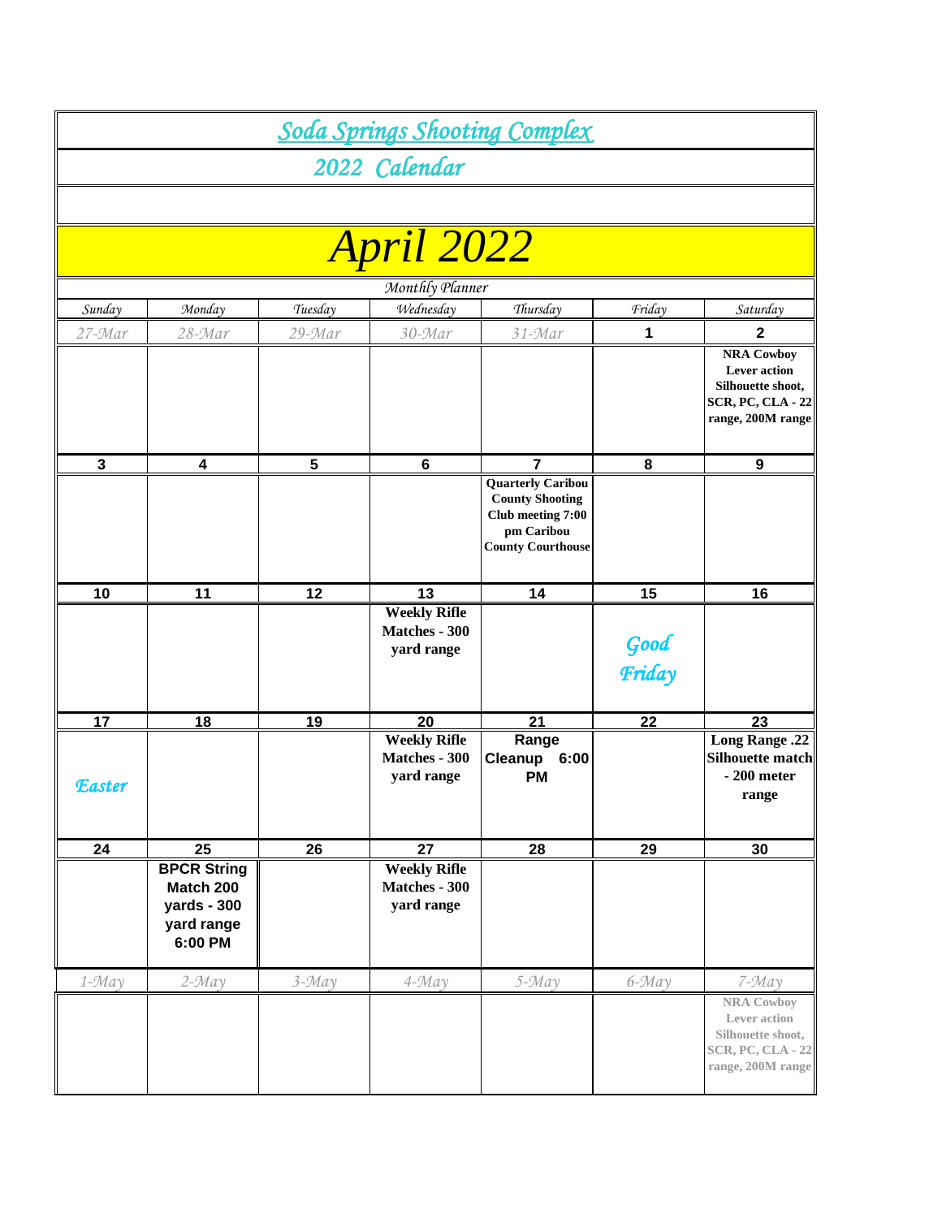# Soda Springs Shooting Complex

## 2022 Calendar

# April 2022

Monthly Planner

| Sunday | Monday | Tuesday | Wednesday | Thursday | Friday | Saturday |
|---|---|---|---|---|---|---|
| 27-Mar | 28-Mar | 29-Mar | 30-Mar | 31-Mar | **1** | **2** |
| | | | | | | **NRA Cowboy Lever action Silhouette shoot, SCR, PC, CLA - 22 range, 200M range** |
| **3** | **4** | **5** | **6** | **7** | **8** | **9** |
| | | | | **Quarterly Caribou County Shooting Club meeting 7:00 pm Caribou County Courthouse** | | |
| **10** | **11** | **12** | **13** | **14** | **15** | **16** |
| | | | **Weekly Rifle Matches - 300 yard range** | | *Good Friday* | |
| **17** | **18** | **19** | **20** | **21** | **22** | **23** |
| *Easter* | | | **Weekly Rifle Matches - 300 yard range** | **Range Cleanup 6:00 PM** | | **Long Range .22 Silhouette match - 200 meter range** |
| **24** | **25** | **26** | **27** | **28** | **29** | **30** |
| | **BPCR String Match 200 yards - 300 yard range 6:00 PM** | | **Weekly Rifle Matches - 300 yard range** | | | |
| 1-May | 2-May | 3-May | 4-May | 5-May | 6-May | 7-May |
| | | | | | | NRA Cowboy Lever action Silhouette shoot, SCR, PC, CLA - 22 range, 200M range |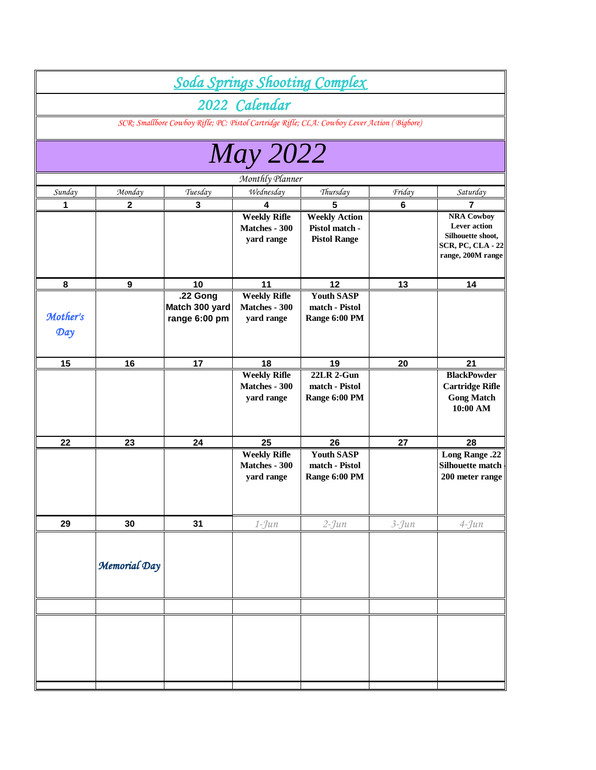# Soda Springs Shooting Complex

## 2022 Calendar

*SCR; Smallbore Cowboy Rifle; PC: Pistol Cartridge Rifle; CLA: Cowboy Lever Action (Bigbore)*

# May 2022

*Monthly Planner*

| Sunday | Monday | Tuesday | Wednesday | Thursday | Friday | Saturday |
|---|---|---|---|---|---|---|
| 1 | 2 | 3 | 4 | 5 | 6 | 7 |
| | | | **Weekly Rifle Matches - 300 yard range** | **Weekly Action Pistol match - Pistol Range** | | **NRA Cowboy Lever action Silhouette shoot, SCR, PC, CLA - 22 range, 200M range** |
| 8 | 9 | 10 | 11 | 12 | 13 | 14 |
| *Mother's Day* | | .22 Gong Match 300 yard range 6:00 pm | **Weekly Rifle Matches - 300 yard range** | **Youth SASP match - Pistol Range 6:00 PM** | | |
| 15 | 16 | 17 | 18 | 19 | 20 | 21 |
| | | | **Weekly Rifle Matches - 300 yard range** | **22LR 2-Gun match - Pistol Range 6:00 PM** | | **BlackPowder Cartridge Rifle Gong Match 10:00 AM** |
| 22 | 23 | 24 | 25 | 26 | 27 | 28 |
| | | | **Weekly Rifle Matches - 300 yard range** | **Youth SASP match - Pistol Range 6:00 PM** | | **Long Range .22 Silhouette match - 200 meter range** |
| 29 | 30 | 31 | *1-Jun* | *2-Jun* | *3-Jun* | *4-Jun* |
| | *Memorial Day* | | | | | |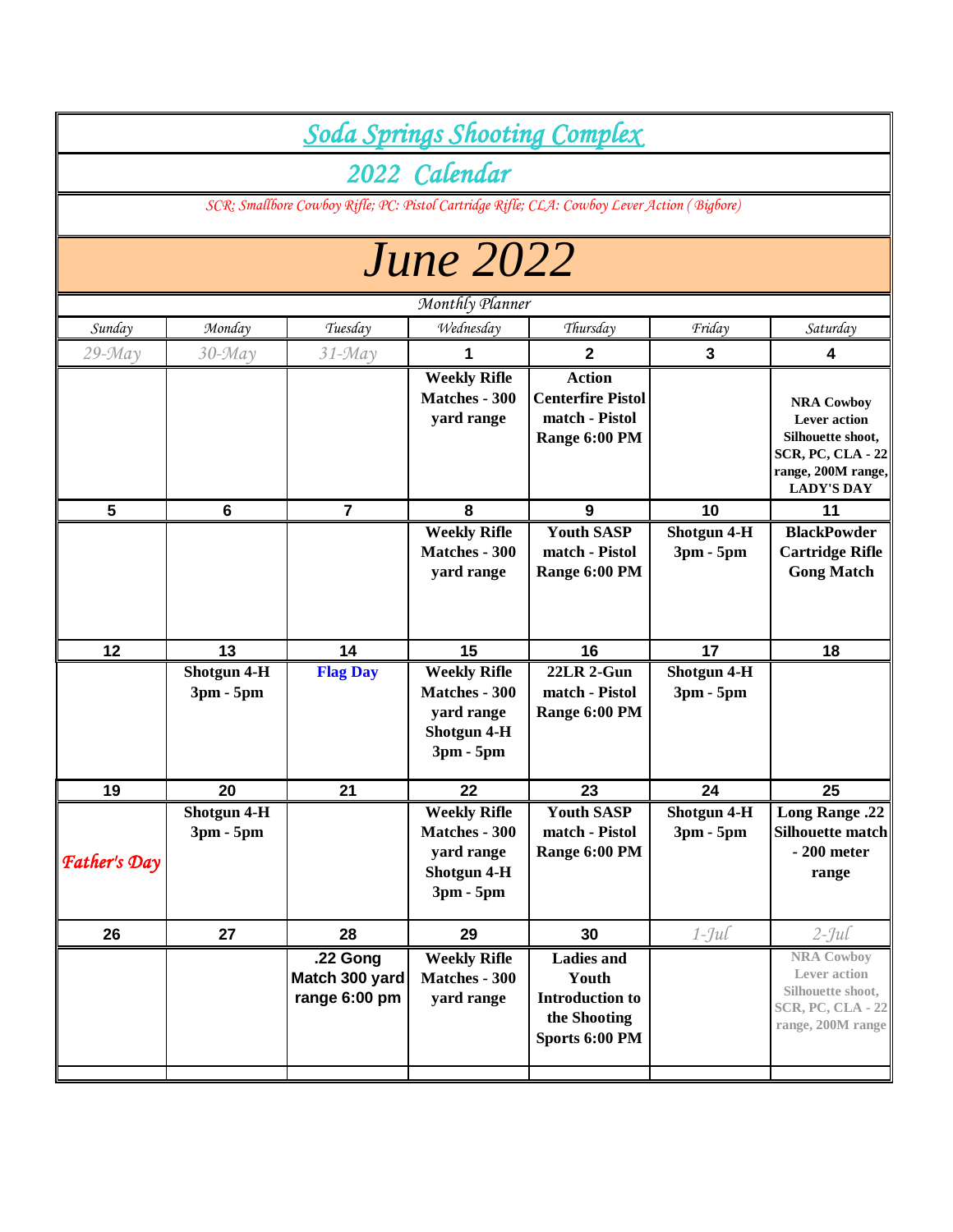# Soda Springs Shooting Complex

## 2022 Calendar

*SCR: Smallbore Cowboy Rifle; PC: Pistol Cartridge Rifle; CLA: Cowboy Lever Action (Bigbore)*

# June 2022

*Monthly Planner*

| Sunday | Monday | Tuesday | Wednesday | Thursday | Friday | Saturday |
|---|---|---|---|---|---|---|
| 29-May | 30-May | 31-May | 1 | 2 | 3 | 4 |
| | | | **Weekly Rifle Matches - 300 yard range** | **Action Centerfire Pistol match - Pistol Range 6:00 PM** | | **NRA Cowboy Lever action Silhouette shoot, SCR, PC, CLA - 22 range, 200M range, LADY'S DAY** |
| 5 | 6 | 7 | 8 | 9 | 10 | 11 |
| | | | **Weekly Rifle Matches - 300 yard range** | **Youth SASP match - Pistol Range 6:00 PM** | **Shotgun 4-H 3pm - 5pm** | **BlackPowder Cartridge Rifle Gong Match** |
| 12 | 13 | 14 | 15 | 16 | 17 | 18 |
| | **Shotgun 4-H 3pm - 5pm** | **Flag Day** | **Weekly Rifle Matches - 300 yard range Shotgun 4-H 3pm - 5pm** | **22LR 2-Gun match - Pistol Range 6:00 PM** | **Shotgun 4-H 3pm - 5pm** | |
| 19 | 20 | 21 | 22 | 23 | 24 | 25 |
| *Father's Day* | **Shotgun 4-H 3pm - 5pm** | | **Weekly Rifle Matches - 300 yard range Shotgun 4-H 3pm - 5pm** | **Youth SASP match - Pistol Range 6:00 PM** | **Shotgun 4-H 3pm - 5pm** | **Long Range .22 Silhouette match - 200 meter range** |
| 26 | 27 | 28 | 29 | 30 | 1-Jul | 2-Jul |
| | | **.22 Gong Match 300 yard range 6:00 pm** | **Weekly Rifle Matches - 300 yard range** | **Ladies and Youth Introduction to the Shooting Sports 6:00 PM** | | **NRA Cowboy Lever action Silhouette shoot, SCR, PC, CLA - 22 range, 200M range** |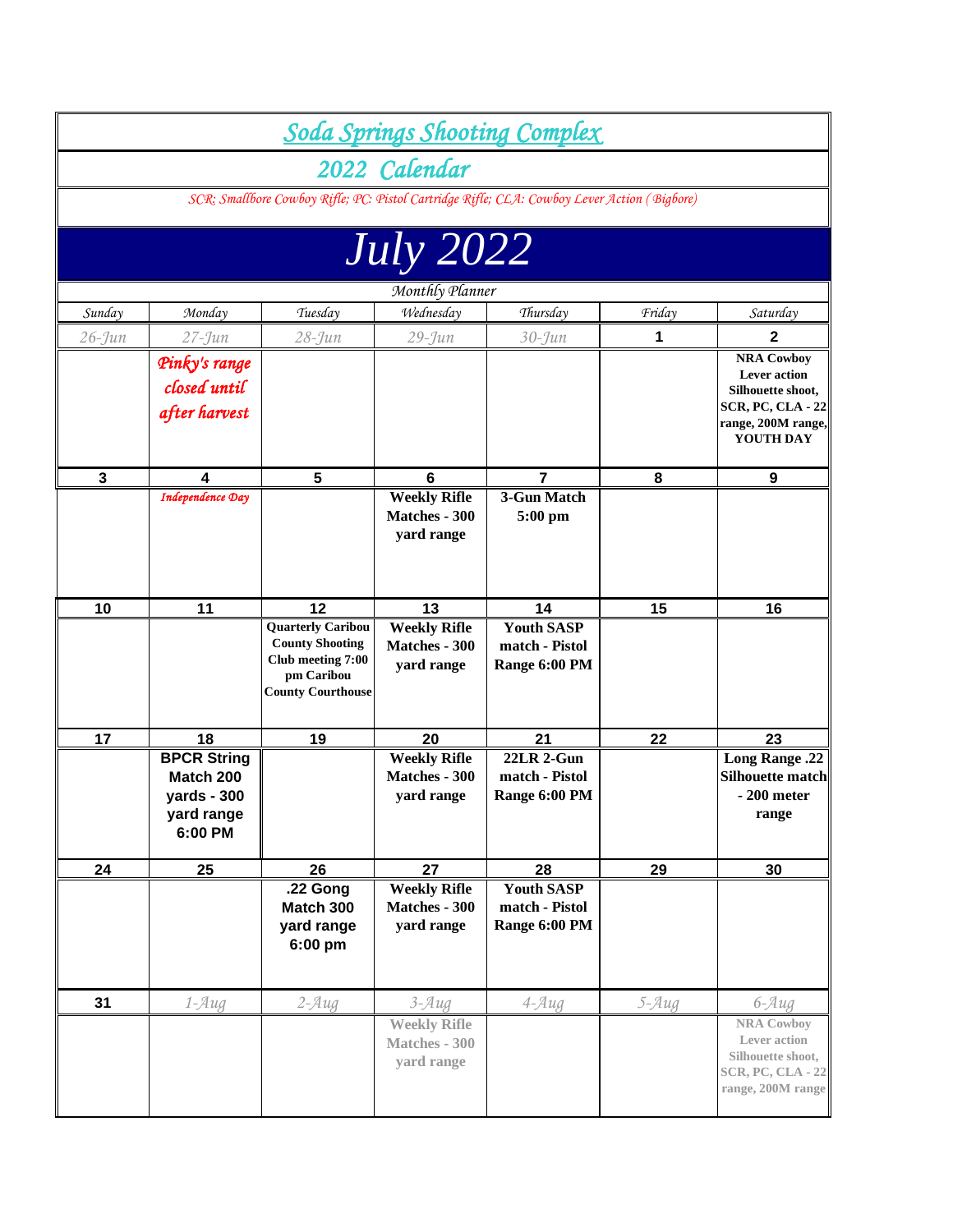# Soda Springs Shooting Complex

## 2022 Calendar

*SCR; Smallbore Cowboy Rifle; PC: Pistol Cartridge Rifle; CLA: Cowboy Lever Action (Bigbore)*

# July 2022

*Monthly Planner*

| Sunday | Monday | Tuesday | Wednesday | Thursday | Friday | Saturday |
|---|---|---|---|---|---|---|
| 26-Jun | 27-Jun | 28-Jun | 29-Jun | 30-Jun | 1 | 2 |
| | Pinky's range closed until after harvest | | | | | NRA Cowboy Lever action Silhouette shoot, SCR, PC, CLA - 22 range, 200M range, YOUTH DAY |
| 3 | 4 | 5 | 6 | 7 | 8 | 9 |
| | Independence Day | | Weekly Rifle Matches - 300 yard range | 3-Gun Match 5:00 pm | | |
| 10 | 11 | 12 | 13 | 14 | 15 | 16 |
| | | Quarterly Caribou County Shooting Club meeting 7:00 pm Caribou County Courthouse | Weekly Rifle Matches - 300 yard range | Youth SASP match - Pistol Range 6:00 PM | | |
| 17 | 18 | 19 | 20 | 21 | 22 | 23 |
| | BPCR String Match 200 yards - 300 yard range 6:00 PM | | Weekly Rifle Matches - 300 yard range | 22LR 2-Gun match - Pistol Range 6:00 PM | | Long Range .22 Silhouette match - 200 meter range |
| 24 | 25 | 26 | 27 | 28 | 29 | 30 |
| | | .22 Gong Match 300 yard range 6:00 pm | Weekly Rifle Matches - 300 yard range | Youth SASP match - Pistol Range 6:00 PM | | |
| 31 | 1-Aug | 2-Aug | 3-Aug | 4-Aug | 5-Aug | 6-Aug |
| | | | Weekly Rifle Matches - 300 yard range | | | NRA Cowboy Lever action Silhouette shoot, SCR, PC, CLA - 22 range, 200M range |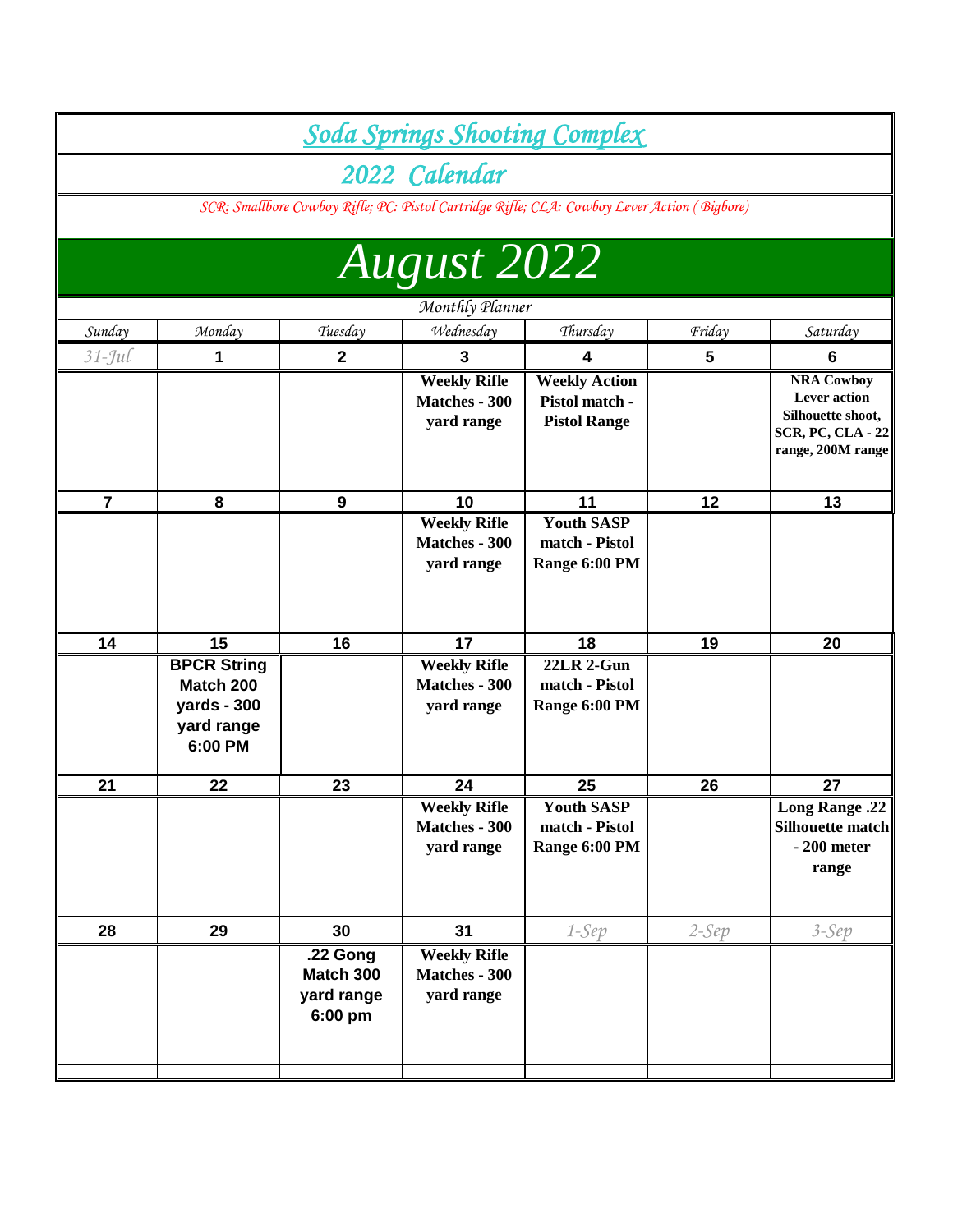# Soda Springs Shooting Complex

## 2022 Calendar

*SCR: Smallbore Cowboy Rifle; PC: Pistol Cartridge Rifle; CLA: Cowboy Lever Action (Bigbore)*

# August 2022

*Monthly Planner*

| Sunday | Monday | Tuesday | Wednesday | Thursday | Friday | Saturday |
|---|---|---|---|---|---|---|
| *31-Jul* | **1** | **2** | **3** | **4** | **5** | **6** |
| | | | **Weekly Rifle Matches - 300 yard range** | **Weekly Action Pistol match - Pistol Range** | | **NRA Cowboy Lever action Silhouette shoot, SCR, PC, CLA - 22 range, 200M range** |
| **7** | **8** | **9** | **10** | **11** | **12** | **13** |
| | | | **Weekly Rifle Matches - 300 yard range** | **Youth SASP match - Pistol Range 6:00 PM** | | |
| **14** | **15** | **16** | **17** | **18** | **19** | **20** |
| | **BPCR String Match 200 yards - 300 yard range 6:00 PM** | | **Weekly Rifle Matches - 300 yard range** | **22LR 2-Gun match - Pistol Range 6:00 PM** | | |
| **21** | **22** | **23** | **24** | **25** | **26** | **27** |
| | | | **Weekly Rifle Matches - 300 yard range** | **Youth SASP match - Pistol Range 6:00 PM** | | **Long Range .22 Silhouette match - 200 meter range** |
| **28** | **29** | **30** | **31** | *1-Sep* | *2-Sep* | *3-Sep* |
| | | **.22 Gong Match 300 yard range 6:00 pm** | **Weekly Rifle Matches - 300 yard range** | | | |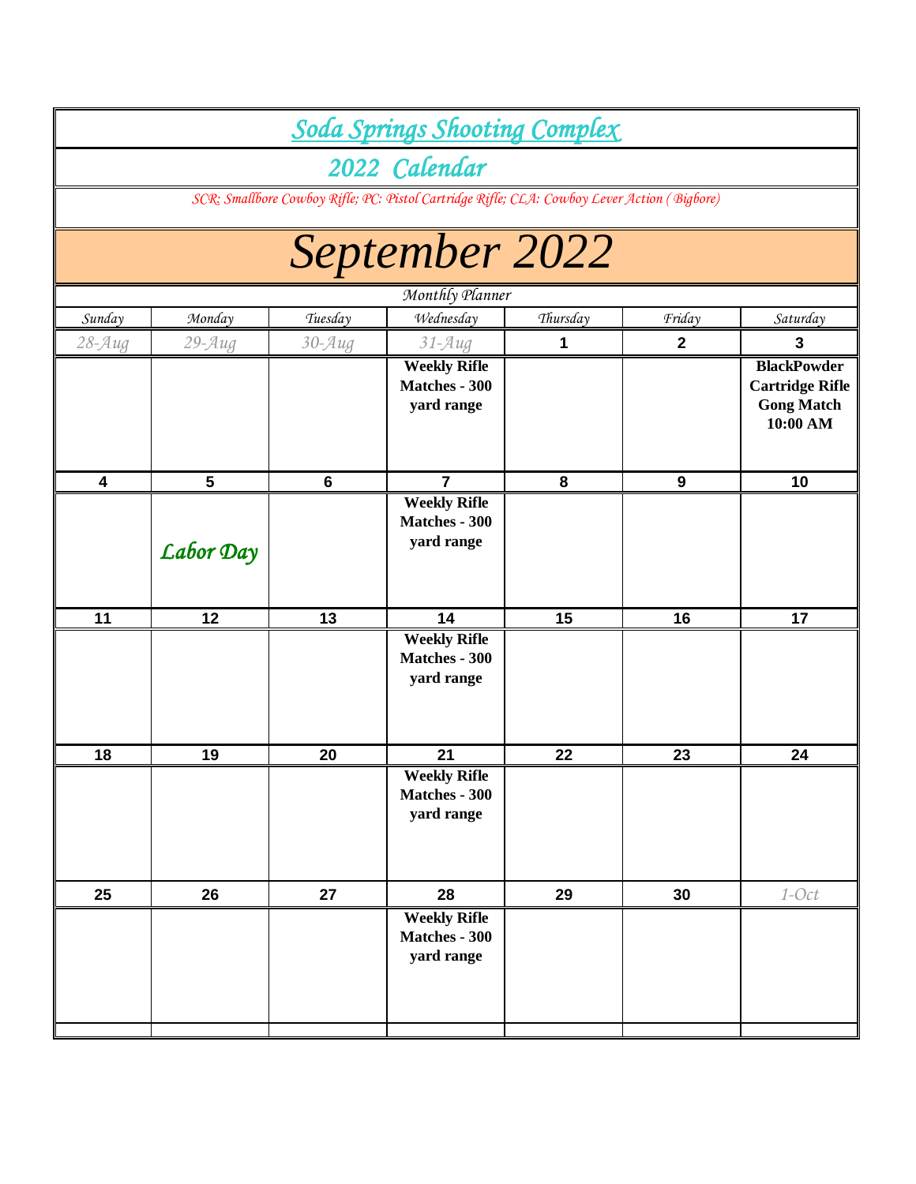# Soda Springs Shooting Complex

## 2022 Calendar

SCR: Smallbore Cowboy Rifle; PC: Pistol Cartridge Rifle; CLA: Cowboy Lever Action (Bigbore)

# September 2022

Monthly Planner

| Sunday | Monday | Tuesday | Wednesday | Thursday | Friday | Saturday |
|---|---|---|---|---|---|---|
| 28-Aug | 29-Aug | 30-Aug | 31-Aug | 1 | 2 | 3 |
| | | | **Weekly Rifle Matches - 300 yard range** | | | **BlackPowder Cartridge Rifle Gong Match 10:00 AM** |
| 4 | 5 | 6 | 7 | 8 | 9 | 10 |
| | Labor Day | | **Weekly Rifle Matches - 300 yard range** | | | |
| 11 | 12 | 13 | 14 | 15 | 16 | 17 |
| | | | **Weekly Rifle Matches - 300 yard range** | | | |
| 18 | 19 | 20 | 21 | 22 | 23 | 24 |
| | | | **Weekly Rifle Matches - 300 yard range** | | | |
| 25 | 26 | 27 | 28 | 29 | 30 | 1-Oct |
| | | | **Weekly Rifle Matches - 300 yard range** | | | |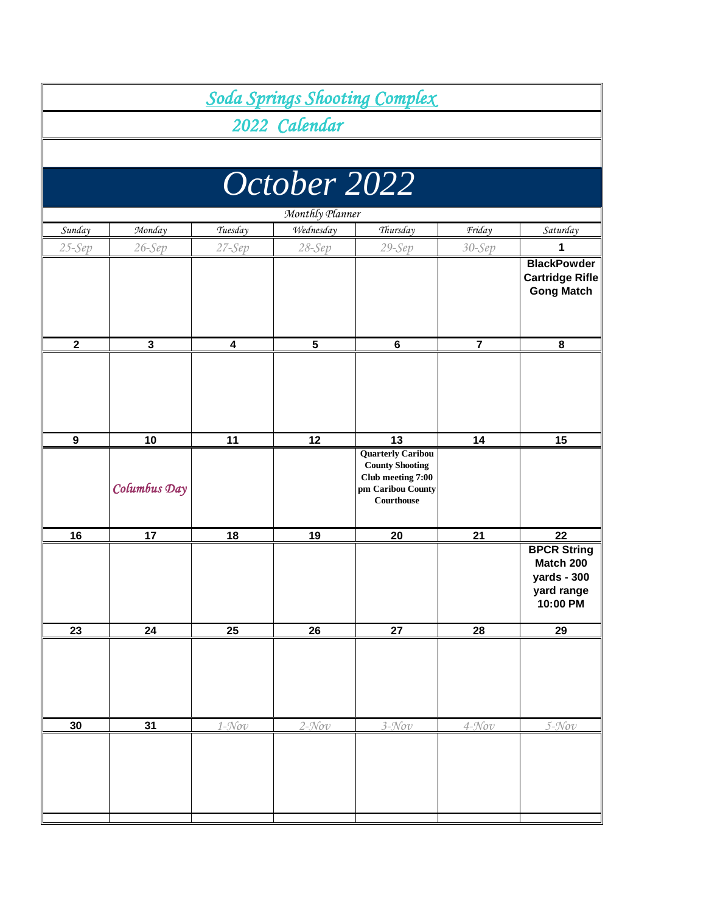# Soda Springs Shooting Complex

## 2022 Calendar

# October 2022

*Monthly Planner*

| Sunday | Monday | Tuesday | Wednesday | Thursday | Friday | Saturday |
|---|---|---|---|---|---|---|
| 25-Sep | 26-Sep | 27-Sep | 28-Sep | 29-Sep | 30-Sep | 1 |
| | | | | | | **BlackPowder Cartridge Rifle Gong Match** |
| 2 | 3 | 4 | 5 | 6 | 7 | 8 |
| | | | | | | |
| 9 | 10 | 11 | 12 | 13 | 14 | 15 |
| | *Columbus Day* | | | **Quarterly Caribou County Shooting Club meeting 7:00 pm Caribou County Courthouse** | | |
| 16 | 17 | 18 | 19 | 20 | 21 | 22 |
| | | | | | | **BPCR String Match 200 yards - 300 yard range 10:00 PM** |
| 23 | 24 | 25 | 26 | 27 | 28 | 29 |
| | | | | | | |
| 30 | 31 | 1-Nov | 2-Nov | 3-Nov | 4-Nov | 5-Nov |
| | | | | | | |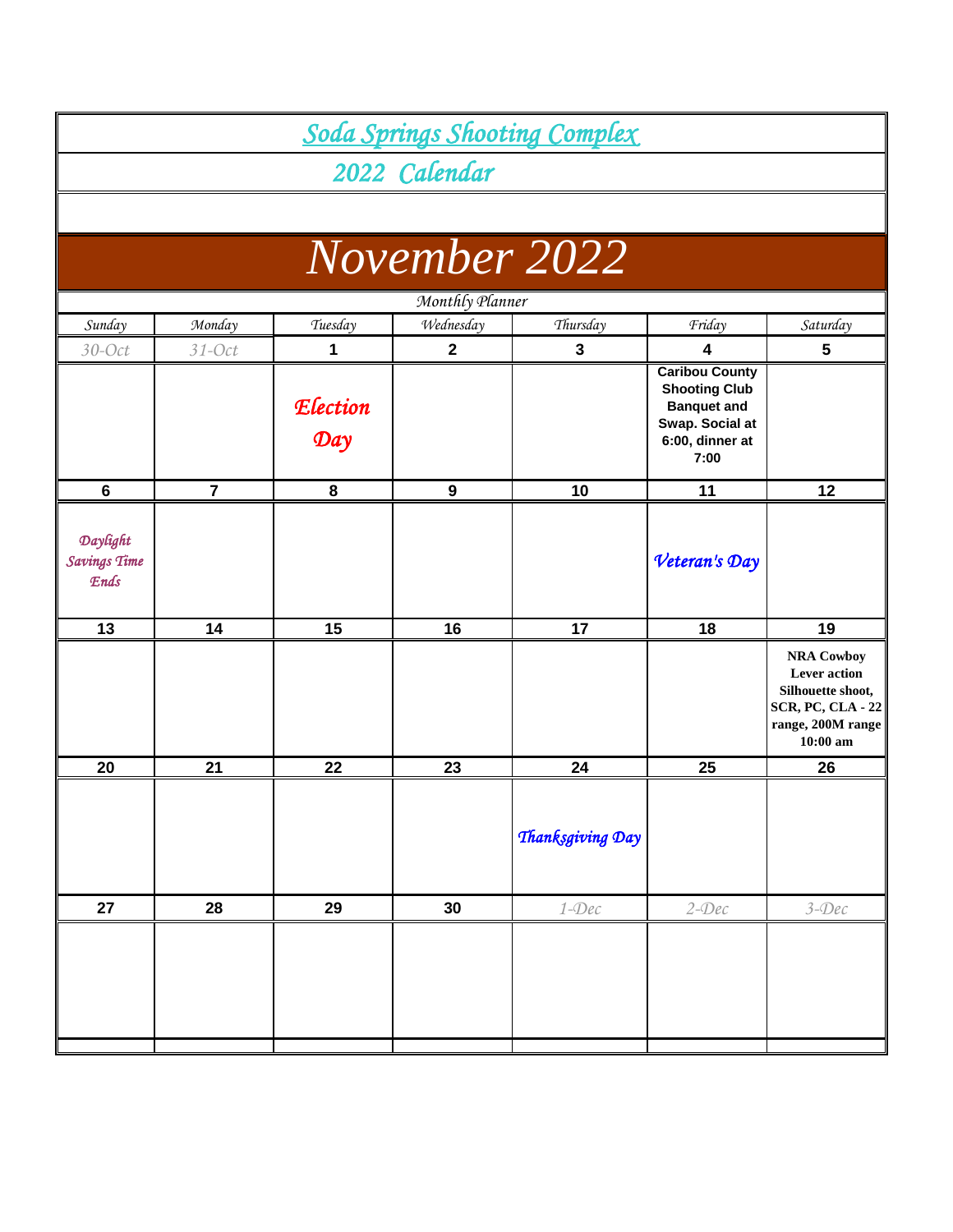# Soda Springs Shooting Complex

## 2022 Calendar

# November 2022

*Monthly Planner*

| Sunday | Monday | Tuesday | Wednesday | Thursday | Friday | Saturday |
|---|---|---|---|---|---|---|
| 30-Oct | 31-Oct | 1 | 2 | 3 | 4 | 5 |
| | | *Election Day* | | | **Caribou County Shooting Club Banquet and Swap. Social at 6:00, dinner at 7:00** | |
| 6 | 7 | 8 | 9 | 10 | 11 | 12 |
| *Daylight Savings Time Ends* | | | | | *Veteran's Day* | |
| 13 | 14 | 15 | 16 | 17 | 18 | 19 |
| | | | | | | **NRA Cowboy Lever action Silhouette shoot, SCR, PC, CLA - 22 range, 200M range 10:00 am** |
| 20 | 21 | 22 | 23 | 24 | 25 | 26 |
| | | | | *Thanksgiving Day* | | |
| 27 | 28 | 29 | 30 | 1-Dec | 2-Dec | 3-Dec |
| | | | | | | |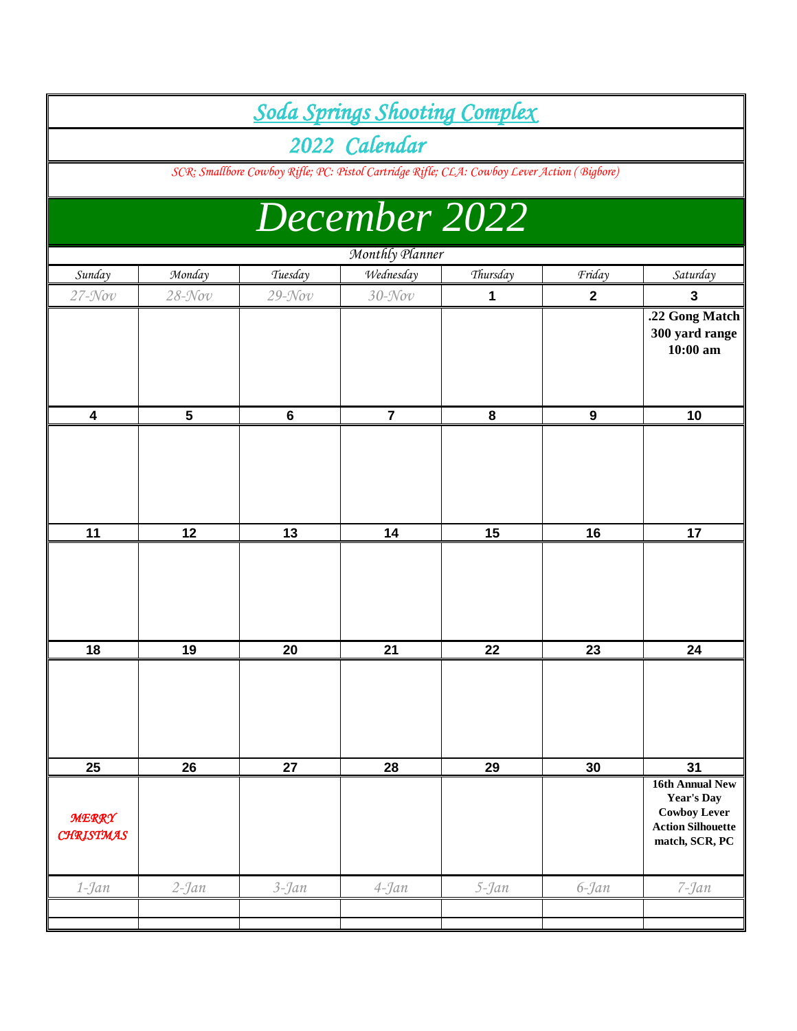# Soda Springs Shooting Complex

## 2022 Calendar

*SCR; Smallbore Cowboy Rifle; PC: Pistol Cartridge Rifle; CLA: Cowboy Lever Action (Bigbore)*

# December 2022

*Monthly Planner*

| Sunday | Monday | Tuesday | Wednesday | Thursday | Friday | Saturday |
|---|---|---|---|---|---|---|
| 27-Nov | 28-Nov | 29-Nov | 30-Nov | 1 | 2 | 3 |
| | | | | | | **.22 Gong Match 300 yard range 10:00 am** |
| 4 | 5 | 6 | 7 | 8 | 9 | 10 |
| | | | | | | |
| 11 | 12 | 13 | 14 | 15 | 16 | 17 |
| | | | | | | |
| 18 | 19 | 20 | 21 | 22 | 23 | 24 |
| | | | | | | |
| 25 | 26 | 27 | 28 | 29 | 30 | 31 |
| *MERRY CHRISTMAS* | | | | | | **16th Annual New Year's Day Cowboy Lever Action Silhouette match, SCR, PC** |
| 1-Jan | 2-Jan | 3-Jan | 4-Jan | 5-Jan | 6-Jan | 7-Jan |
| | | | | | | |